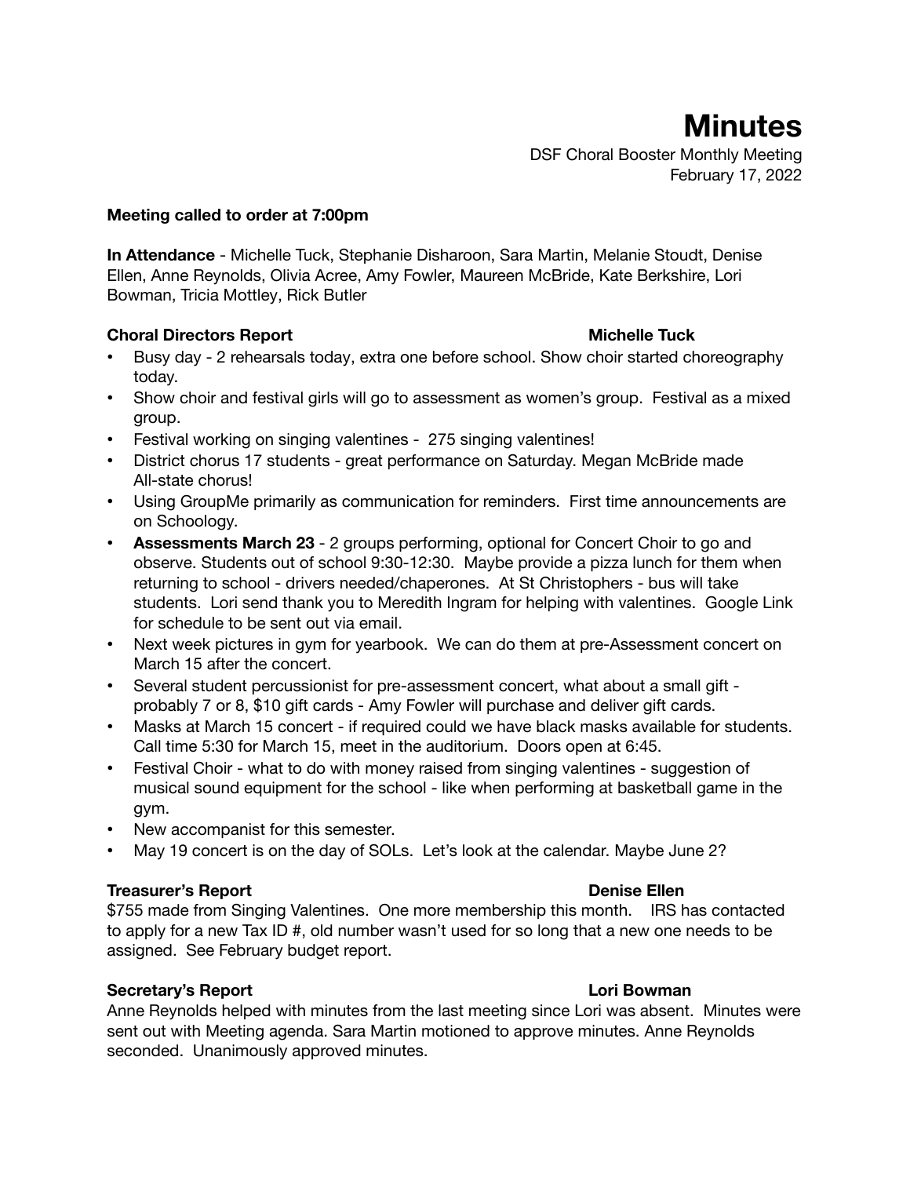# Minutes

DSF Choral Booster Monthly Meeting
February 17, 2022

**Meeting called to order at 7:00pm**

**In Attendance** - Michelle Tuck, Stephanie Disharoon, Sara Martin, Melanie Stoudt, Denise Ellen, Anne Reynolds, Olivia Acree, Amy Fowler, Maureen McBride, Kate Berkshire, Lori Bowman, Tricia Mottley, Rick Butler

**Choral Directors Report** **Michelle Tuck**

- Busy day - 2 rehearsals today, extra one before school. Show choir started choreography today.
- Show choir and festival girls will go to assessment as women's group. Festival as a mixed group.
- Festival working on singing valentines - 275 singing valentines!
- District chorus 17 students - great performance on Saturday. Megan McBride made All-state chorus!
- Using GroupMe primarily as communication for reminders. First time announcements are on Schoology.
- **Assessments March 23** - 2 groups performing, optional for Concert Choir to go and observe. Students out of school 9:30-12:30. Maybe provide a pizza lunch for them when returning to school - drivers needed/chaperones. At St Christophers - bus will take students. Lori send thank you to Meredith Ingram for helping with valentines. Google Link for schedule to be sent out via email.
- Next week pictures in gym for yearbook. We can do them at pre-Assessment concert on March 15 after the concert.
- Several student percussionist for pre-assessment concert, what about a small gift - probably 7 or 8, $10 gift cards - Amy Fowler will purchase and deliver gift cards.
- Masks at March 15 concert - if required could we have black masks available for students. Call time 5:30 for March 15, meet in the auditorium. Doors open at 6:45.
- Festival Choir - what to do with money raised from singing valentines - suggestion of musical sound equipment for the school - like when performing at basketball game in the gym.
- New accompanist for this semester.
- May 19 concert is on the day of SOLs. Let's look at the calendar. Maybe June 2?

**Treasurer's Report** **Denise Ellen**

$755 made from Singing Valentines. One more membership this month. IRS has contacted to apply for a new Tax ID #, old number wasn't used for so long that a new one needs to be assigned. See February budget report.

**Secretary's Report** **Lori Bowman**

Anne Reynolds helped with minutes from the last meeting since Lori was absent. Minutes were sent out with Meeting agenda. Sara Martin motioned to approve minutes. Anne Reynolds seconded. Unanimously approved minutes.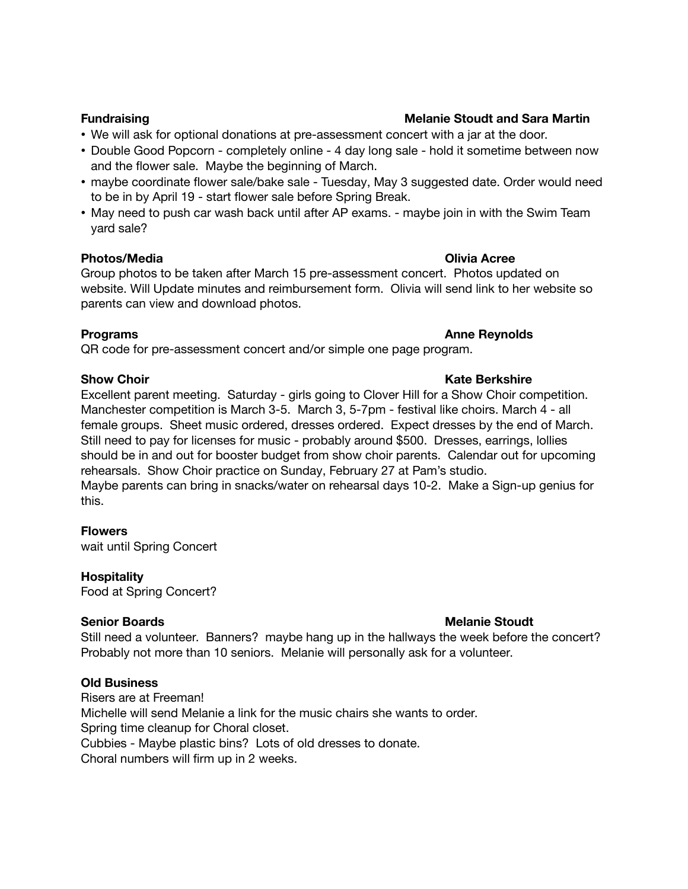**Fundraising** **Melanie Stoudt and Sara Martin**

- We will ask for optional donations at pre-assessment concert with a jar at the door.
- Double Good Popcorn - completely online - 4 day long sale - hold it sometime between now and the flower sale. Maybe the beginning of March.
- maybe coordinate flower sale/bake sale - Tuesday, May 3 suggested date. Order would need to be in by April 19 - start flower sale before Spring Break.
- May need to push car wash back until after AP exams. - maybe join in with the Swim Team yard sale?

**Photos/Media** **Olivia Acree**

Group photos to be taken after March 15 pre-assessment concert. Photos updated on website. Will Update minutes and reimbursement form. Olivia will send link to her website so parents can view and download photos.

**Programs** **Anne Reynolds**

QR code for pre-assessment concert and/or simple one page program.

**Show Choir** **Kate Berkshire**

Excellent parent meeting. Saturday - girls going to Clover Hill for a Show Choir competition. Manchester competition is March 3-5. March 3, 5-7pm - festival like choirs. March 4 - all female groups. Sheet music ordered, dresses ordered. Expect dresses by the end of March. Still need to pay for licenses for music - probably around $500. Dresses, earrings, lollies should be in and out for booster budget from show choir parents. Calendar out for upcoming rehearsals. Show Choir practice on Sunday, February 27 at Pam's studio.
Maybe parents can bring in snacks/water on rehearsal days 10-2. Make a Sign-up genius for this.

**Flowers**

wait until Spring Concert

**Hospitality**

Food at Spring Concert?

**Senior Boards** **Melanie Stoudt**

Still need a volunteer. Banners? maybe hang up in the hallways the week before the concert? Probably not more than 10 seniors. Melanie will personally ask for a volunteer.

**Old Business**

Risers are at Freeman!
Michelle will send Melanie a link for the music chairs she wants to order.
Spring time cleanup for Choral closet.
Cubbies - Maybe plastic bins? Lots of old dresses to donate.
Choral numbers will firm up in 2 weeks.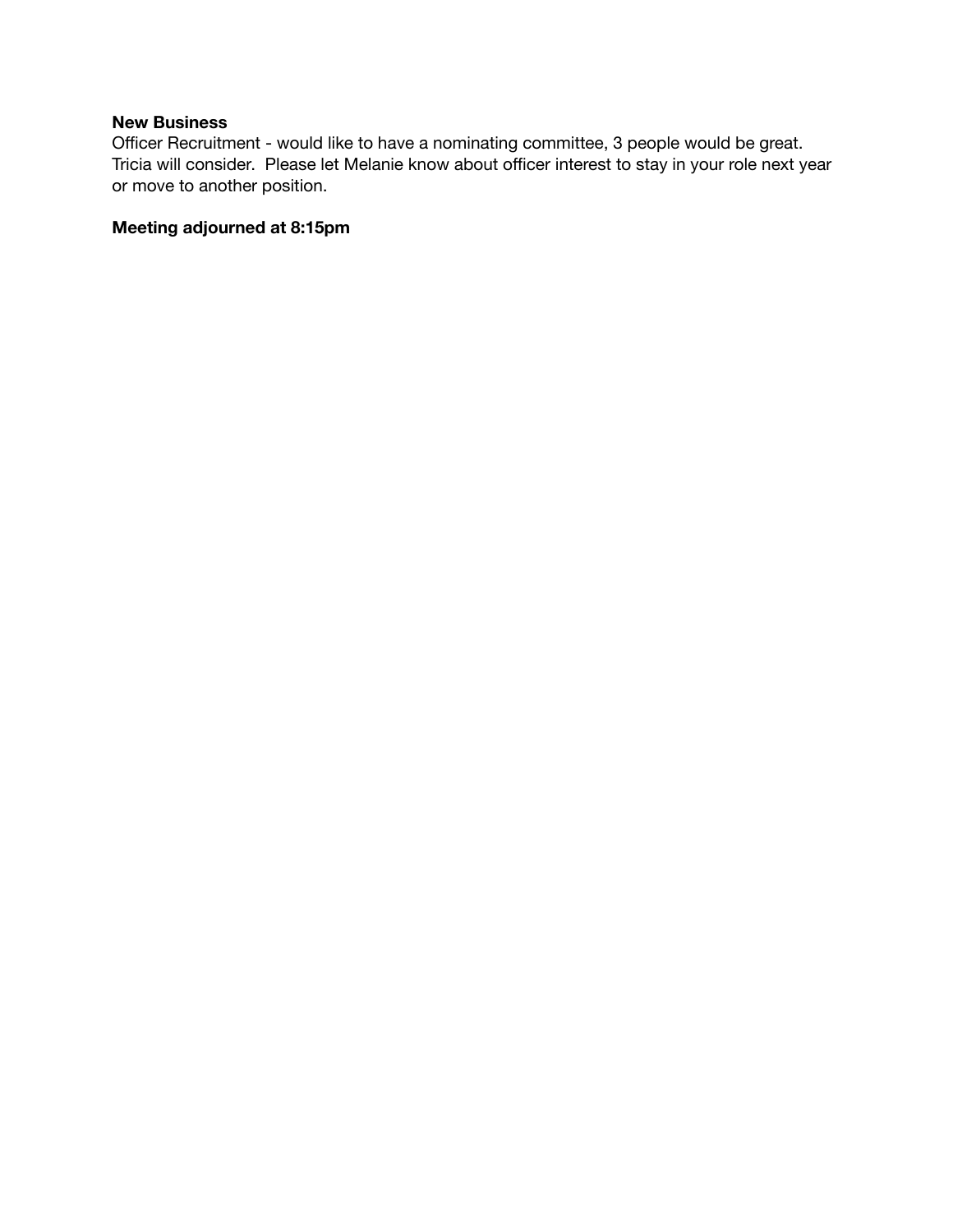**New Business**

Officer Recruitment - would like to have a nominating committee, 3 people would be great. Tricia will consider. Please let Melanie know about officer interest to stay in your role next year or move to another position.

**Meeting adjourned at 8:15pm**